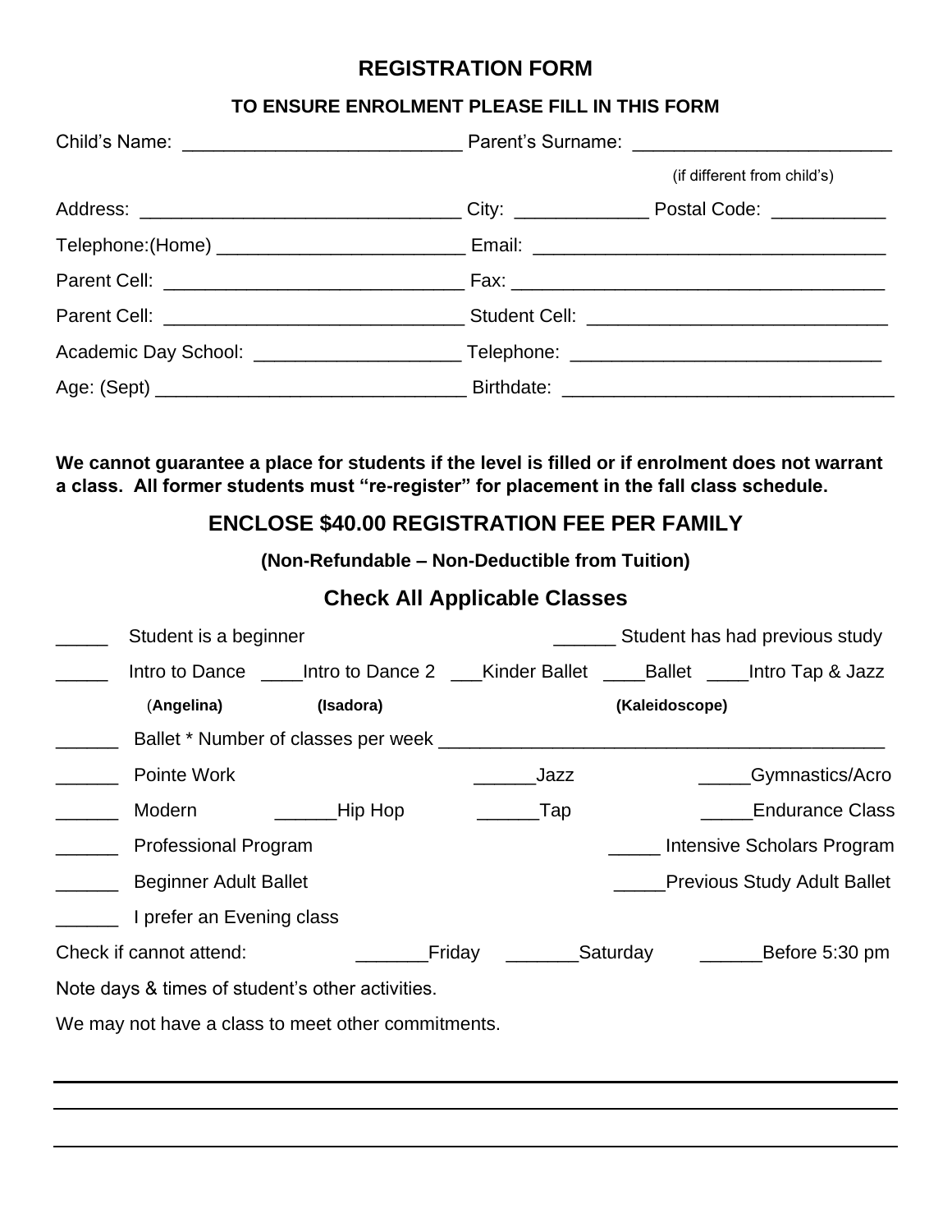# REGISTRATION FORM

**TO ENSURE ENROLMENT PLEASE FILL IN THIS FORM**

Child's Name: ___________________________ Parent's Surname: _________________________
(if different from child's)

Address: _______________________________ City: _____________ Postal Code: ___________

Telephone:(Home) ________________________ Email: __________________________________

Parent Cell: _____________________________ Fax: ____________________________________

Parent Cell: _____________________________ Student Cell: _____________________________

Academic Day School: ____________________ Telephone: ______________________________

Age: (Sept) ______________________________ Birthdate: ________________________________

**We cannot guarantee a place for students if the level is filled or if enrolment does not warrant a class. All former students must "re-register" for placement in the fall class schedule.**

## ENCLOSE $40.00 REGISTRATION FEE PER FAMILY

**(Non-Refundable – Non-Deductible from Tuition)**

## Check All Applicable Classes

_____ Student is a beginner ______ Student has had previous study

_____ Intro to Dance **(Angelina)** ____Intro to Dance 2 **(Isadora)** ___Kinder Ballet ____Ballet **(Kaleidoscope)** ____Intro Tap & Jazz

______ Ballet * Number of classes per week ____________________________________________

______ Pointe Work ______Jazz _____Gymnastics/Acro

______ Modern ______Hip Hop ______Tap _____Endurance Class

______ Professional Program _____ Intensive Scholars Program

______ Beginner Adult Ballet _____Previous Study Adult Ballet

______ I prefer an Evening class

Check if cannot attend: _______Friday _______Saturday ______Before 5:30 pm

Note days & times of student's other activities.

We may not have a class to meet other commitments.

___________________________________________________________________________

___________________________________________________________________________

___________________________________________________________________________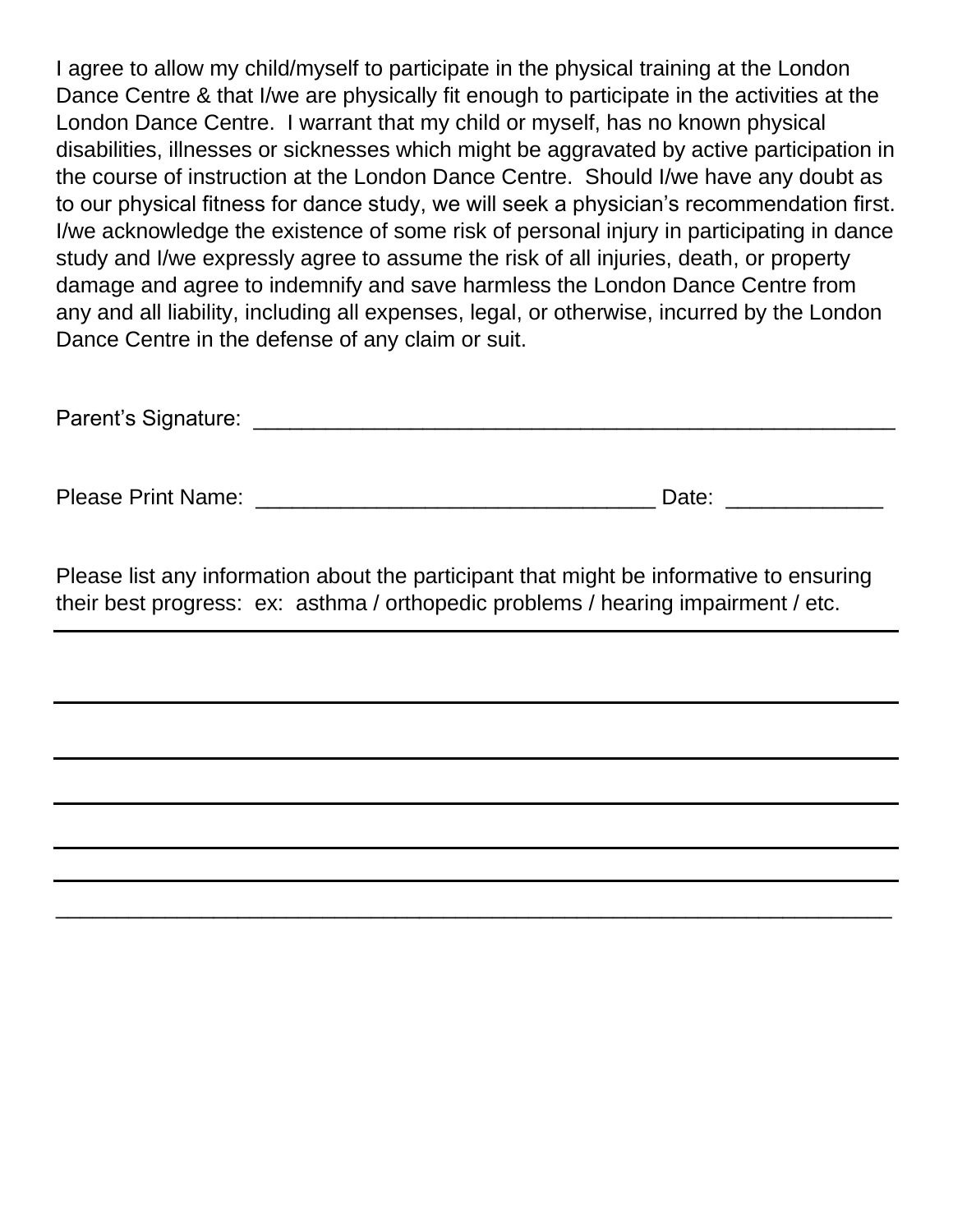I agree to allow my child/myself to participate in the physical training at the London Dance Centre & that I/we are physically fit enough to participate in the activities at the London Dance Centre. I warrant that my child or myself, has no known physical disabilities, illnesses or sicknesses which might be aggravated by active participation in the course of instruction at the London Dance Centre. Should I/we have any doubt as to our physical fitness for dance study, we will seek a physician's recommendation first. I/we acknowledge the existence of some risk of personal injury in participating in dance study and I/we expressly agree to assume the risk of all injuries, death, or property damage and agree to indemnify and save harmless the London Dance Centre from any and all liability, including all expenses, legal, or otherwise, incurred by the London Dance Centre in the defense of any claim or suit.

Parent's Signature: ______________________________________________________

Please Print Name: _________________________________ Date: _____________

Please list any information about the participant that might be informative to ensuring their best progress: ex: asthma / orthopedic problems / hearing impairment / etc.

______________________________________________________________________

______________________________________________________________________

______________________________________________________________________

______________________________________________________________________

______________________________________________________________________

______________________________________________________________________

______________________________________________________________________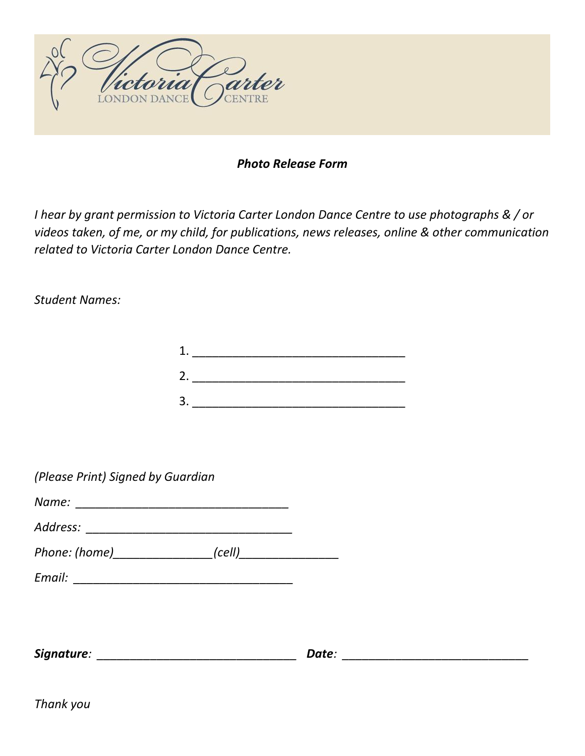Victoria Carter
LONDON DANCE CENTRE

***Photo Release Form***

*I hear by grant permission to Victoria Carter London Dance Centre to use photographs & / or videos taken, of me, or my child, for publications, news releases, online & other communication related to Victoria Carter London Dance Centre.*

*Student Names:*

1. ________________________________
2. ________________________________
3. ________________________________

*(Please Print) Signed by Guardian*

*Name:* ________________________________

*Address:* ________________________________

*Phone: (home)*_______________*(cell)*_______________

*Email:* ________________________________

***Signature**:* ______________________________ ***Date**:* ____________________________

*Thank you*